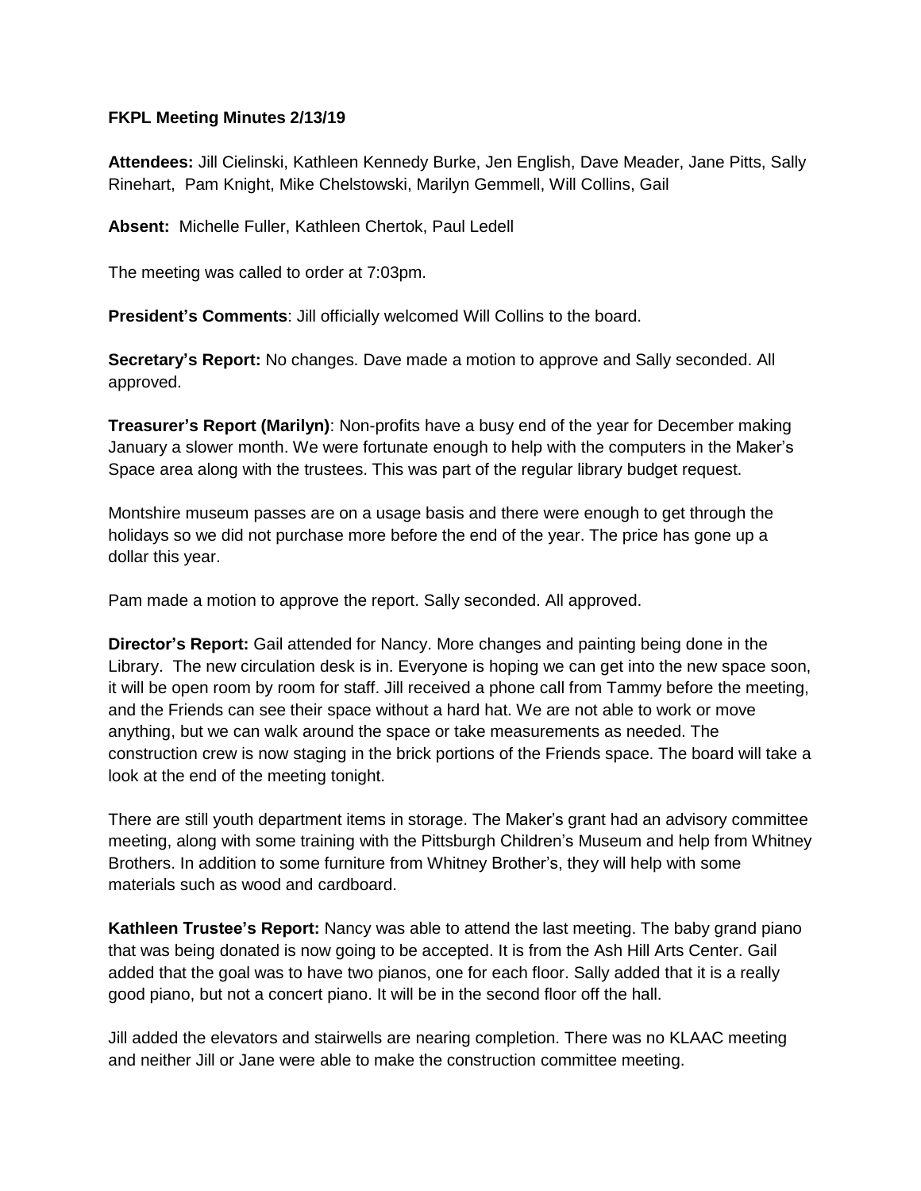**FKPL Meeting Minutes 2/13/19**

**Attendees:** Jill Cielinski, Kathleen Kennedy Burke, Jen English, Dave Meader, Jane Pitts, Sally Rinehart, Pam Knight, Mike Chelstowski, Marilyn Gemmell, Will Collins, Gail

**Absent:** Michelle Fuller, Kathleen Chertok, Paul Ledell

The meeting was called to order at 7:03pm.

**President's Comments**: Jill officially welcomed Will Collins to the board.

**Secretary's Report:** No changes. Dave made a motion to approve and Sally seconded. All approved.

**Treasurer's Report (Marilyn)**: Non-profits have a busy end of the year for December making January a slower month. We were fortunate enough to help with the computers in the Maker's Space area along with the trustees. This was part of the regular library budget request.

Montshire museum passes are on a usage basis and there were enough to get through the holidays so we did not purchase more before the end of the year. The price has gone up a dollar this year.

Pam made a motion to approve the report. Sally seconded. All approved.

**Director's Report:** Gail attended for Nancy. More changes and painting being done in the Library. The new circulation desk is in. Everyone is hoping we can get into the new space soon, it will be open room by room for staff. Jill received a phone call from Tammy before the meeting, and the Friends can see their space without a hard hat. We are not able to work or move anything, but we can walk around the space or take measurements as needed. The construction crew is now staging in the brick portions of the Friends space. The board will take a look at the end of the meeting tonight.

There are still youth department items in storage. The Maker's grant had an advisory committee meeting, along with some training with the Pittsburgh Children's Museum and help from Whitney Brothers. In addition to some furniture from Whitney Brother's, they will help with some materials such as wood and cardboard.

**Kathleen Trustee's Report:** Nancy was able to attend the last meeting. The baby grand piano that was being donated is now going to be accepted. It is from the Ash Hill Arts Center. Gail added that the goal was to have two pianos, one for each floor. Sally added that it is a really good piano, but not a concert piano. It will be in the second floor off the hall.

Jill added the elevators and stairwells are nearing completion. There was no KLAAC meeting and neither Jill or Jane were able to make the construction committee meeting.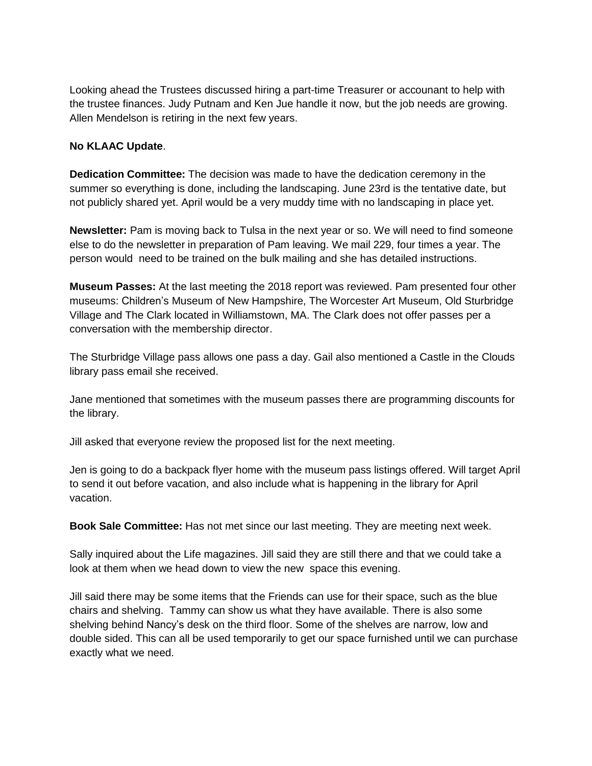Looking ahead the Trustees discussed hiring a part-time Treasurer or accounant to help with the trustee finances. Judy Putnam and Ken Jue handle it now, but the job needs are growing. Allen Mendelson is retiring in the next few years.

**No KLAAC Update**.

**Dedication Committee:** The decision was made to have the dedication ceremony in the summer so everything is done, including the landscaping. June 23rd is the tentative date, but not publicly shared yet. April would be a very muddy time with no landscaping in place yet.

**Newsletter:** Pam is moving back to Tulsa in the next year or so. We will need to find someone else to do the newsletter in preparation of Pam leaving. We mail 229, four times a year. The person would need to be trained on the bulk mailing and she has detailed instructions.

**Museum Passes:** At the last meeting the 2018 report was reviewed. Pam presented four other museums: Children's Museum of New Hampshire, The Worcester Art Museum, Old Sturbridge Village and The Clark located in Williamstown, MA. The Clark does not offer passes per a conversation with the membership director.

The Sturbridge Village pass allows one pass a day. Gail also mentioned a Castle in the Clouds library pass email she received.

Jane mentioned that sometimes with the museum passes there are programming discounts for the library.

Jill asked that everyone review the proposed list for the next meeting.

Jen is going to do a backpack flyer home with the museum pass listings offered. Will target April to send it out before vacation, and also include what is happening in the library for April vacation.

**Book Sale Committee:** Has not met since our last meeting. They are meeting next week.

Sally inquired about the Life magazines. Jill said they are still there and that we could take a look at them when we head down to view the new space this evening.

Jill said there may be some items that the Friends can use for their space, such as the blue chairs and shelving. Tammy can show us what they have available. There is also some shelving behind Nancy's desk on the third floor. Some of the shelves are narrow, low and double sided. This can all be used temporarily to get our space furnished until we can purchase exactly what we need.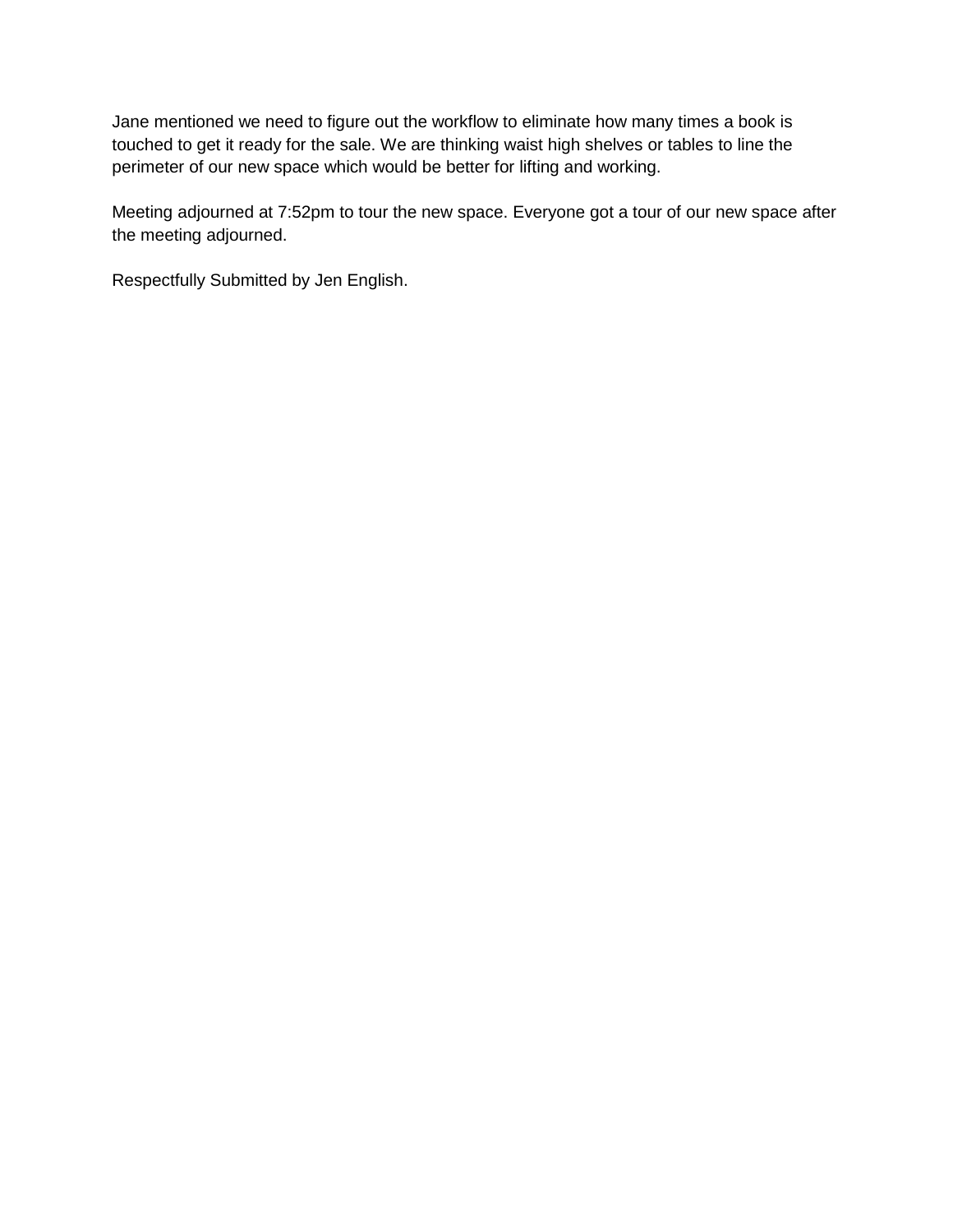Jane mentioned we need to figure out the workflow to eliminate how many times a book is touched to get it ready for the sale. We are thinking waist high shelves or tables to line the perimeter of our new space which would be better for lifting and working.

Meeting adjourned at 7:52pm to tour the new space. Everyone got a tour of our new space after the meeting adjourned.

Respectfully Submitted by Jen English.